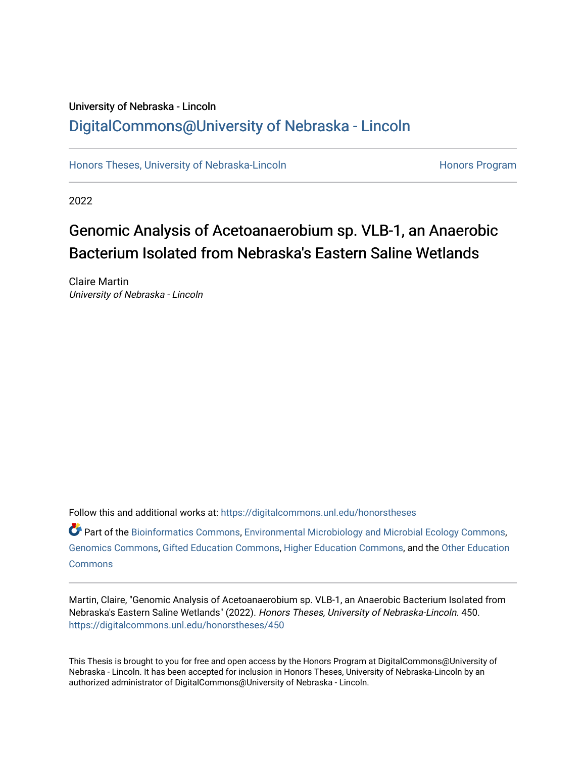University of Nebraska - Lincoln

DigitalCommons@University of Nebraska - Lincoln

Honors Theses, University of Nebraska-Lincoln　　　　　　　　　　　　Honors Program

2022

# Genomic Analysis of Acetoanaerobium sp. VLB-1, an Anaerobic Bacterium Isolated from Nebraska's Eastern Saline Wetlands

Claire Martin

*University of Nebraska - Lincoln*

Follow this and additional works at: https://digitalcommons.unl.edu/honorstheses

Part of the Bioinformatics Commons, Environmental Microbiology and Microbial Ecology Commons, Genomics Commons, Gifted Education Commons, Higher Education Commons, and the Other Education Commons

Martin, Claire, "Genomic Analysis of Acetoanaerobium sp. VLB-1, an Anaerobic Bacterium Isolated from Nebraska's Eastern Saline Wetlands" (2022). *Honors Theses, University of Nebraska-Lincoln*. 450. https://digitalcommons.unl.edu/honorstheses/450

This Thesis is brought to you for free and open access by the Honors Program at DigitalCommons@University of Nebraska - Lincoln. It has been accepted for inclusion in Honors Theses, University of Nebraska-Lincoln by an authorized administrator of DigitalCommons@University of Nebraska - Lincoln.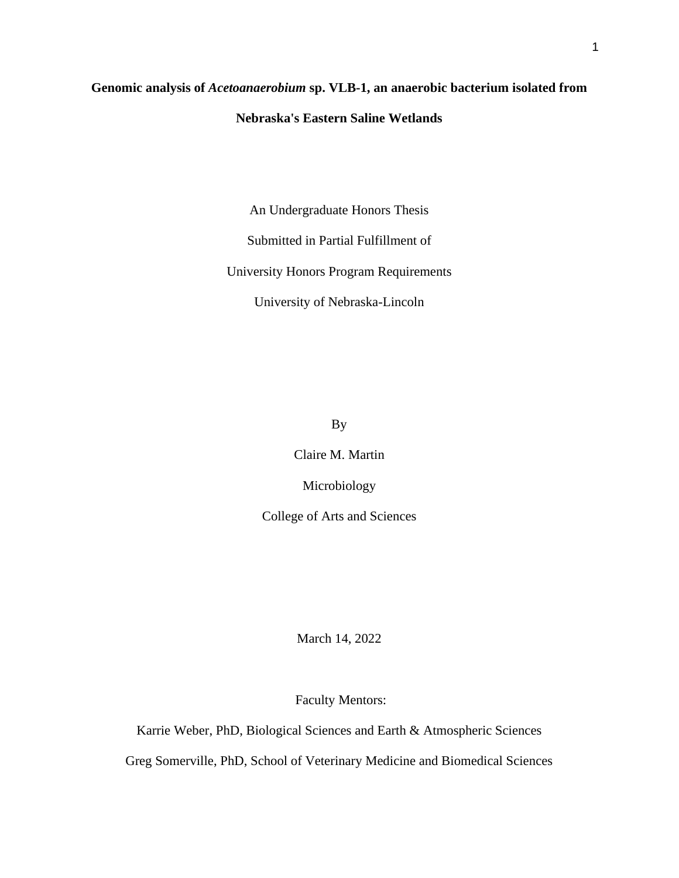**Genomic analysis of *Acetoanaerobium* sp. VLB-1, an anaerobic bacterium isolated from Nebraska's Eastern Saline Wetlands**

An Undergraduate Honors Thesis

Submitted in Partial Fulfillment of

University Honors Program Requirements

University of Nebraska-Lincoln

By

Claire M. Martin

Microbiology

College of Arts and Sciences

March 14, 2022

Faculty Mentors:

Karrie Weber, PhD, Biological Sciences and Earth & Atmospheric Sciences

Greg Somerville, PhD, School of Veterinary Medicine and Biomedical Sciences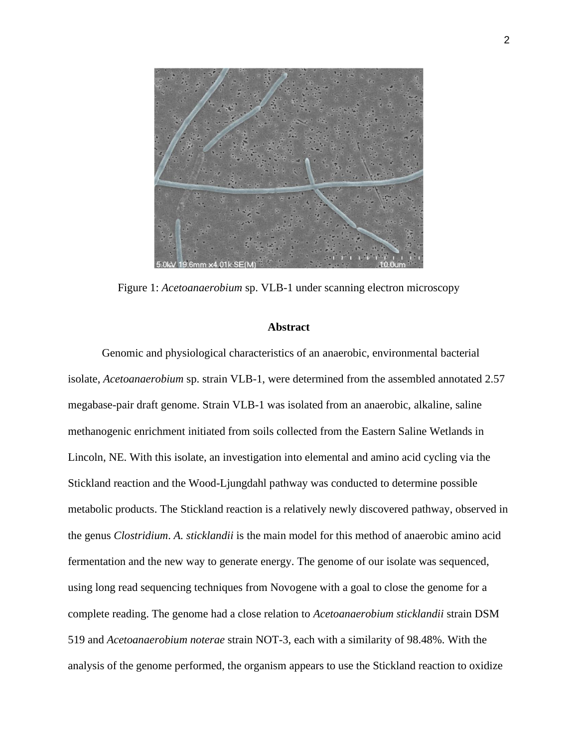Figure 1: *Acetoanaerobium* sp. VLB-1 under scanning electron microscopy

**Abstract**

Genomic and physiological characteristics of an anaerobic, environmental bacterial isolate, *Acetoanaerobium* sp. strain VLB-1, were determined from the assembled annotated 2.57 megabase-pair draft genome. Strain VLB-1 was isolated from an anaerobic, alkaline, saline methanogenic enrichment initiated from soils collected from the Eastern Saline Wetlands in Lincoln, NE. With this isolate, an investigation into elemental and amino acid cycling via the Stickland reaction and the Wood-Ljungdahl pathway was conducted to determine possible metabolic products. The Stickland reaction is a relatively newly discovered pathway, observed in the genus *Clostridium*. *A. sticklandii* is the main model for this method of anaerobic amino acid fermentation and the new way to generate energy. The genome of our isolate was sequenced, using long read sequencing techniques from Novogene with a goal to close the genome for a complete reading. The genome had a close relation to *Acetoanaerobium sticklandii* strain DSM 519 and *Acetoanaerobium noterae* strain NOT-3, each with a similarity of 98.48%. With the analysis of the genome performed, the organism appears to use the Stickland reaction to oxidize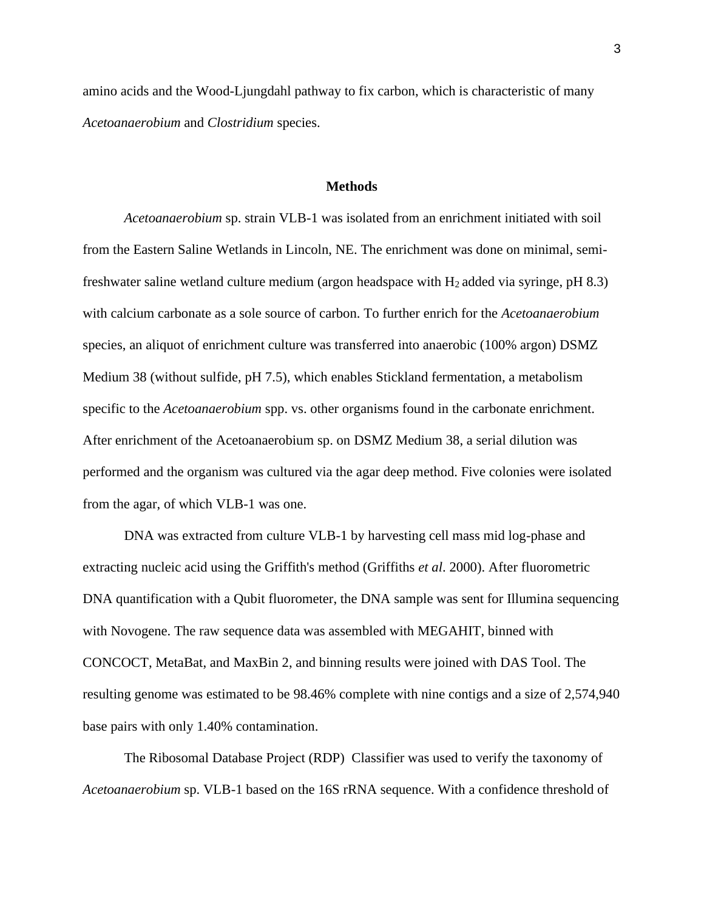amino acids and the Wood-Ljungdahl pathway to fix carbon, which is characteristic of many *Acetoanaerobium* and *Clostridium* species.

## Methods

*Acetoanaerobium* sp. strain VLB-1 was isolated from an enrichment initiated with soil from the Eastern Saline Wetlands in Lincoln, NE. The enrichment was done on minimal, semi-freshwater saline wetland culture medium (argon headspace with $H_2$ added via syringe, pH 8.3) with calcium carbonate as a sole source of carbon. To further enrich for the *Acetoanaerobium* species, an aliquot of enrichment culture was transferred into anaerobic (100% argon) DSMZ Medium 38 (without sulfide, pH 7.5), which enables Stickland fermentation, a metabolism specific to the *Acetoanaerobium* spp. vs. other organisms found in the carbonate enrichment. After enrichment of the Acetoanaerobium sp. on DSMZ Medium 38, a serial dilution was performed and the organism was cultured via the agar deep method. Five colonies were isolated from the agar, of which VLB-1 was one.

DNA was extracted from culture VLB-1 by harvesting cell mass mid log-phase and extracting nucleic acid using the Griffith's method (Griffiths *et al*. 2000). After fluorometric DNA quantification with a Qubit fluorometer, the DNA sample was sent for Illumina sequencing with Novogene. The raw sequence data was assembled with MEGAHIT, binned with CONCOCT, MetaBat, and MaxBin 2, and binning results were joined with DAS Tool. The resulting genome was estimated to be 98.46% complete with nine contigs and a size of 2,574,940 base pairs with only 1.40% contamination.

The Ribosomal Database Project (RDP) Classifier was used to verify the taxonomy of *Acetoanaerobium* sp. VLB-1 based on the 16S rRNA sequence. With a confidence threshold of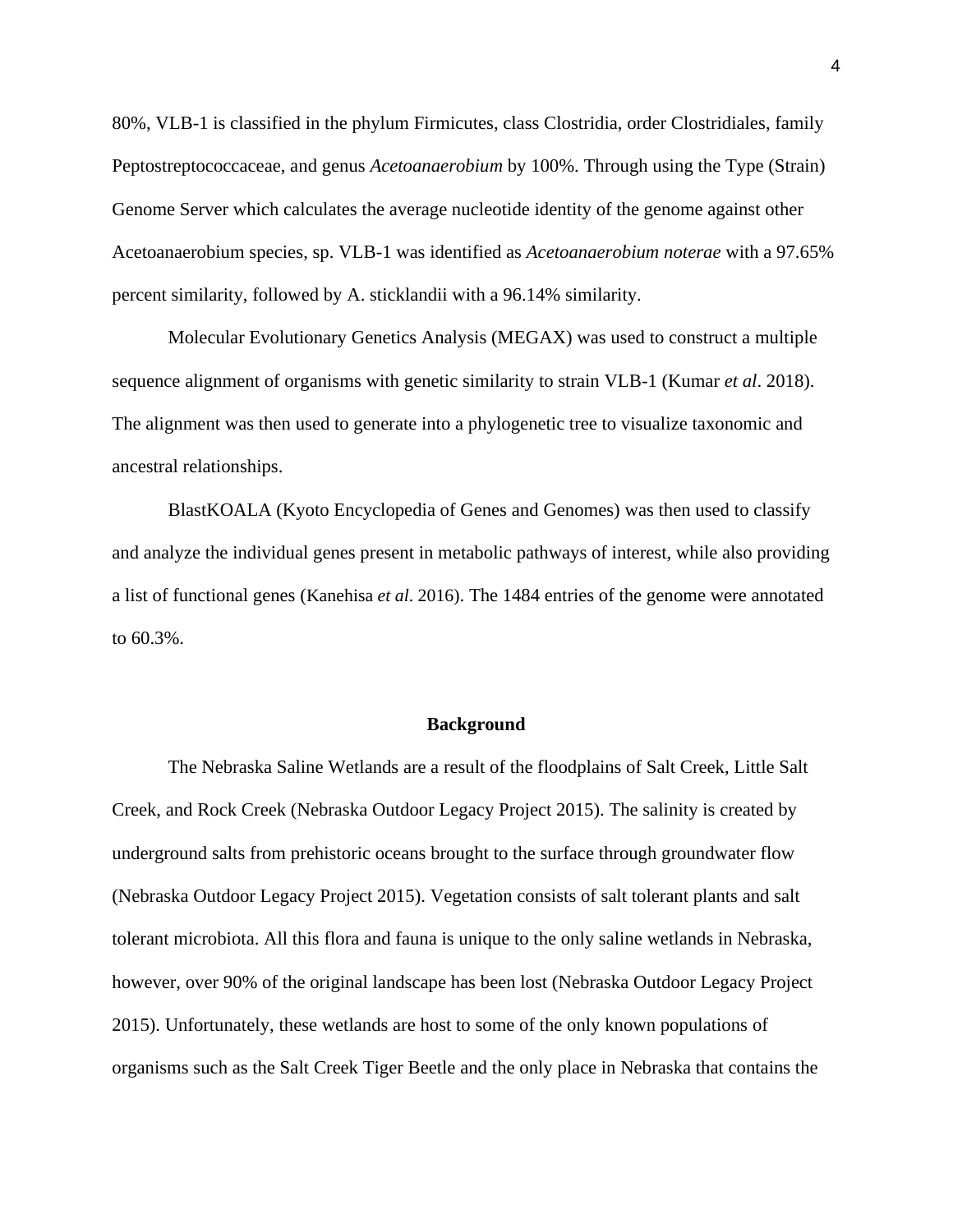80%, VLB-1 is classified in the phylum Firmicutes, class Clostridia, order Clostridiales, family Peptostreptococcaceae, and genus *Acetoanaerobium* by 100%. Through using the Type (Strain) Genome Server which calculates the average nucleotide identity of the genome against other Acetoanaerobium species, sp. VLB-1 was identified as *Acetoanaerobium noterae* with a 97.65% percent similarity, followed by A. sticklandii with a 96.14% similarity.

Molecular Evolutionary Genetics Analysis (MEGAX) was used to construct a multiple sequence alignment of organisms with genetic similarity to strain VLB-1 (Kumar *et al*. 2018). The alignment was then used to generate into a phylogenetic tree to visualize taxonomic and ancestral relationships.

BlastKOALA (Kyoto Encyclopedia of Genes and Genomes) was then used to classify and analyze the individual genes present in metabolic pathways of interest, while also providing a list of functional genes (Kanehisa *et al*. 2016). The 1484 entries of the genome were annotated to 60.3%.

## Background

The Nebraska Saline Wetlands are a result of the floodplains of Salt Creek, Little Salt Creek, and Rock Creek (Nebraska Outdoor Legacy Project 2015). The salinity is created by underground salts from prehistoric oceans brought to the surface through groundwater flow (Nebraska Outdoor Legacy Project 2015). Vegetation consists of salt tolerant plants and salt tolerant microbiota. All this flora and fauna is unique to the only saline wetlands in Nebraska, however, over 90% of the original landscape has been lost (Nebraska Outdoor Legacy Project 2015). Unfortunately, these wetlands are host to some of the only known populations of organisms such as the Salt Creek Tiger Beetle and the only place in Nebraska that contains the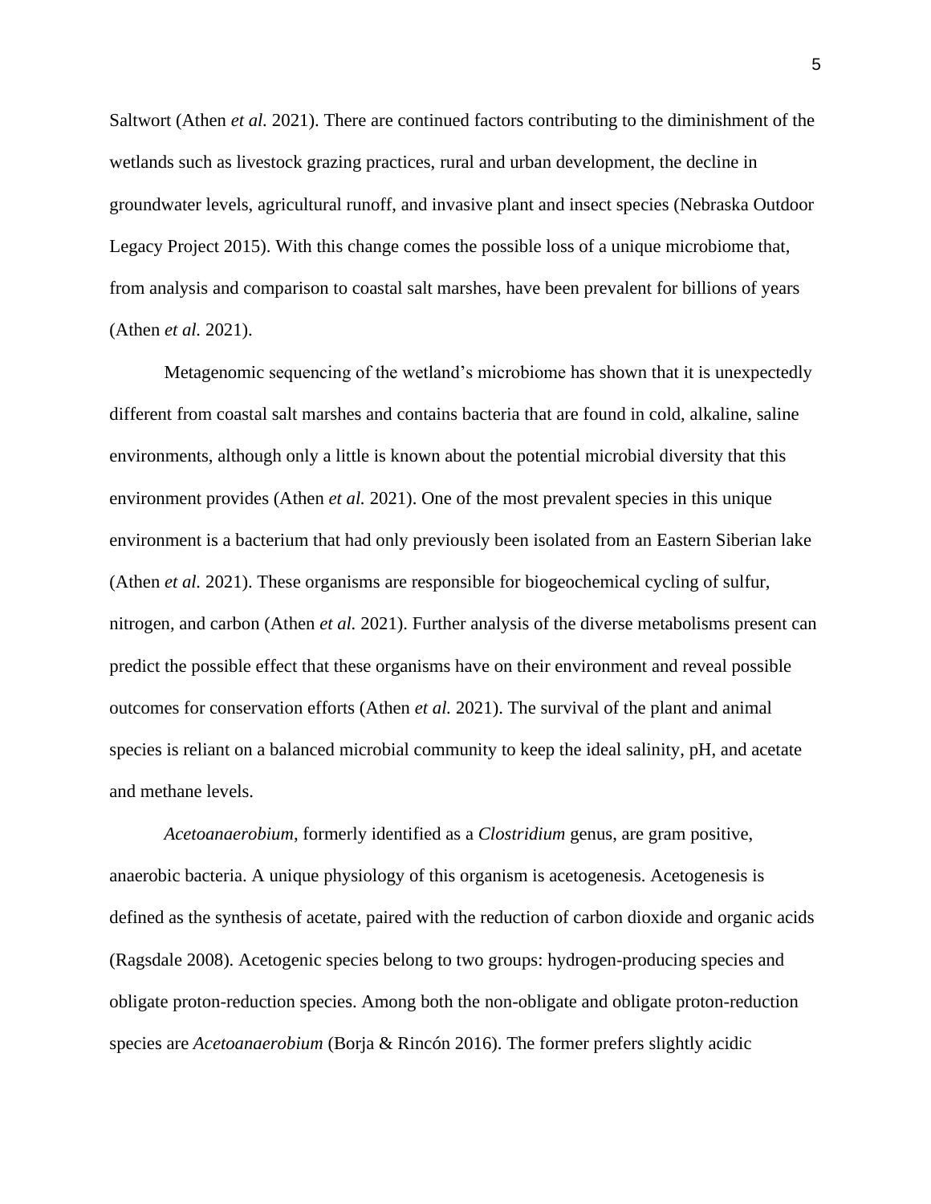Saltwort (Athen *et al.* 2021). There are continued factors contributing to the diminishment of the wetlands such as livestock grazing practices, rural and urban development, the decline in groundwater levels, agricultural runoff, and invasive plant and insect species (Nebraska Outdoor Legacy Project 2015). With this change comes the possible loss of a unique microbiome that, from analysis and comparison to coastal salt marshes, have been prevalent for billions of years (Athen *et al.* 2021).

Metagenomic sequencing of the wetland's microbiome has shown that it is unexpectedly different from coastal salt marshes and contains bacteria that are found in cold, alkaline, saline environments, although only a little is known about the potential microbial diversity that this environment provides (Athen *et al.* 2021). One of the most prevalent species in this unique environment is a bacterium that had only previously been isolated from an Eastern Siberian lake (Athen *et al.* 2021). These organisms are responsible for biogeochemical cycling of sulfur, nitrogen, and carbon (Athen *et al.* 2021). Further analysis of the diverse metabolisms present can predict the possible effect that these organisms have on their environment and reveal possible outcomes for conservation efforts (Athen *et al.* 2021). The survival of the plant and animal species is reliant on a balanced microbial community to keep the ideal salinity, pH, and acetate and methane levels.

*Acetoanaerobium*, formerly identified as a *Clostridium* genus, are gram positive, anaerobic bacteria. A unique physiology of this organism is acetogenesis. Acetogenesis is defined as the synthesis of acetate, paired with the reduction of carbon dioxide and organic acids (Ragsdale 2008). Acetogenic species belong to two groups: hydrogen-producing species and obligate proton-reduction species. Among both the non-obligate and obligate proton-reduction species are *Acetoanaerobium* (Borja & Rincón 2016). The former prefers slightly acidic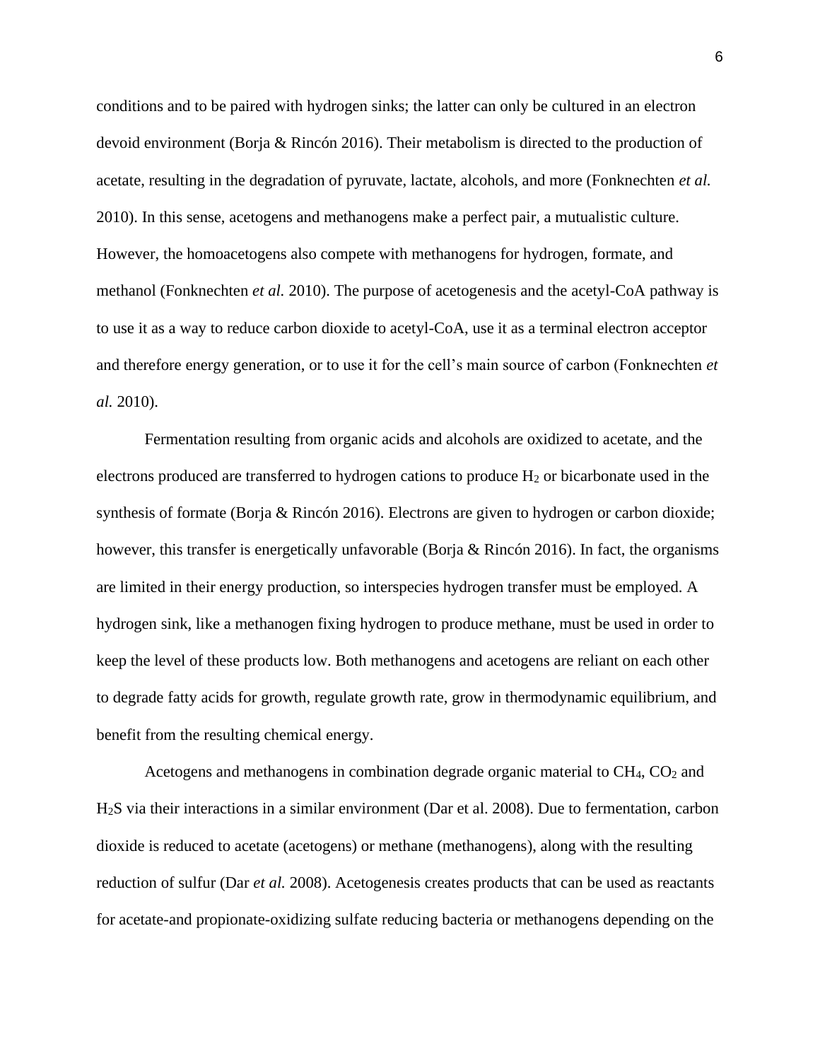conditions and to be paired with hydrogen sinks; the latter can only be cultured in an electron devoid environment (Borja & Rincón 2016). Their metabolism is directed to the production of acetate, resulting in the degradation of pyruvate, lactate, alcohols, and more (Fonknechten *et al.* 2010). In this sense, acetogens and methanogens make a perfect pair, a mutualistic culture. However, the homoacetogens also compete with methanogens for hydrogen, formate, and methanol (Fonknechten *et al.* 2010). The purpose of acetogenesis and the acetyl-CoA pathway is to use it as a way to reduce carbon dioxide to acetyl-CoA, use it as a terminal electron acceptor and therefore energy generation, or to use it for the cell's main source of carbon (Fonknechten *et al.* 2010).

Fermentation resulting from organic acids and alcohols are oxidized to acetate, and the electrons produced are transferred to hydrogen cations to produce $H_2$ or bicarbonate used in the synthesis of formate (Borja & Rincón 2016). Electrons are given to hydrogen or carbon dioxide; however, this transfer is energetically unfavorable (Borja & Rincón 2016). In fact, the organisms are limited in their energy production, so interspecies hydrogen transfer must be employed. A hydrogen sink, like a methanogen fixing hydrogen to produce methane, must be used in order to keep the level of these products low. Both methanogens and acetogens are reliant on each other to degrade fatty acids for growth, regulate growth rate, grow in thermodynamic equilibrium, and benefit from the resulting chemical energy.

Acetogens and methanogens in combination degrade organic material to $CH_4$, $CO_2$ and $H_2S$ via their interactions in a similar environment (Dar et al. 2008). Due to fermentation, carbon dioxide is reduced to acetate (acetogens) or methane (methanogens), along with the resulting reduction of sulfur (Dar *et al.* 2008). Acetogenesis creates products that can be used as reactants for acetate-and propionate-oxidizing sulfate reducing bacteria or methanogens depending on the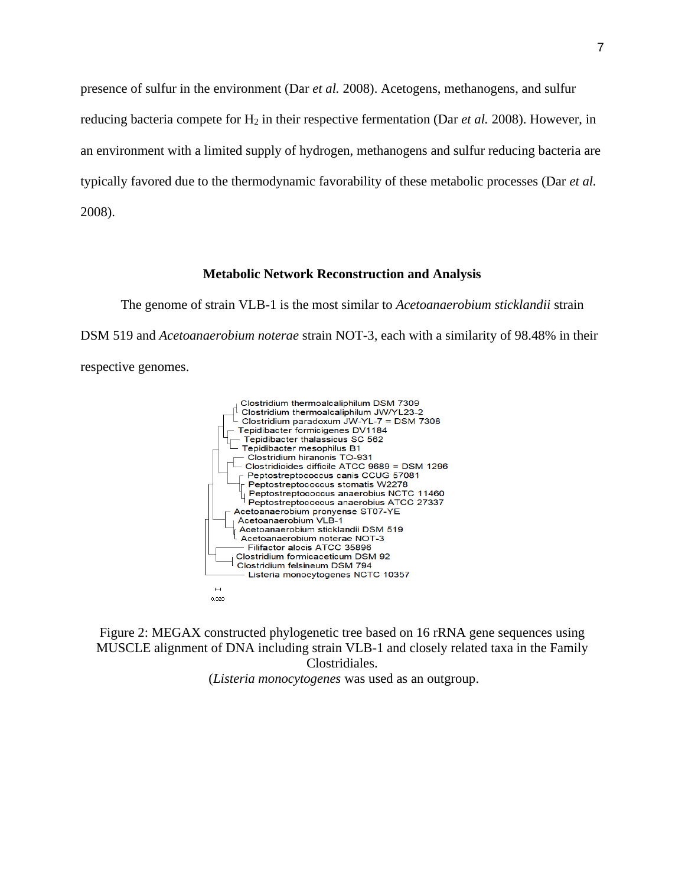presence of sulfur in the environment (Dar *et al.* 2008). Acetogens, methanogens, and sulfur reducing bacteria compete for $H_2$ in their respective fermentation (Dar *et al.* 2008). However, in an environment with a limited supply of hydrogen, methanogens and sulfur reducing bacteria are typically favored due to the thermodynamic favorability of these metabolic processes (Dar *et al.* 2008).

## Metabolic Network Reconstruction and Analysis

The genome of strain VLB-1 is the most similar to *Acetoanaerobium sticklandii* strain DSM 519 and *Acetoanaerobium noterae* strain NOT-3, each with a similarity of 98.48% in their respective genomes.

Figure 2: MEGAX constructed phylogenetic tree based on 16 rRNA gene sequences using MUSCLE alignment of DNA including strain VLB-1 and closely related taxa in the Family Clostridiales.
(*Listeria monocytogenes* was used as an outgroup.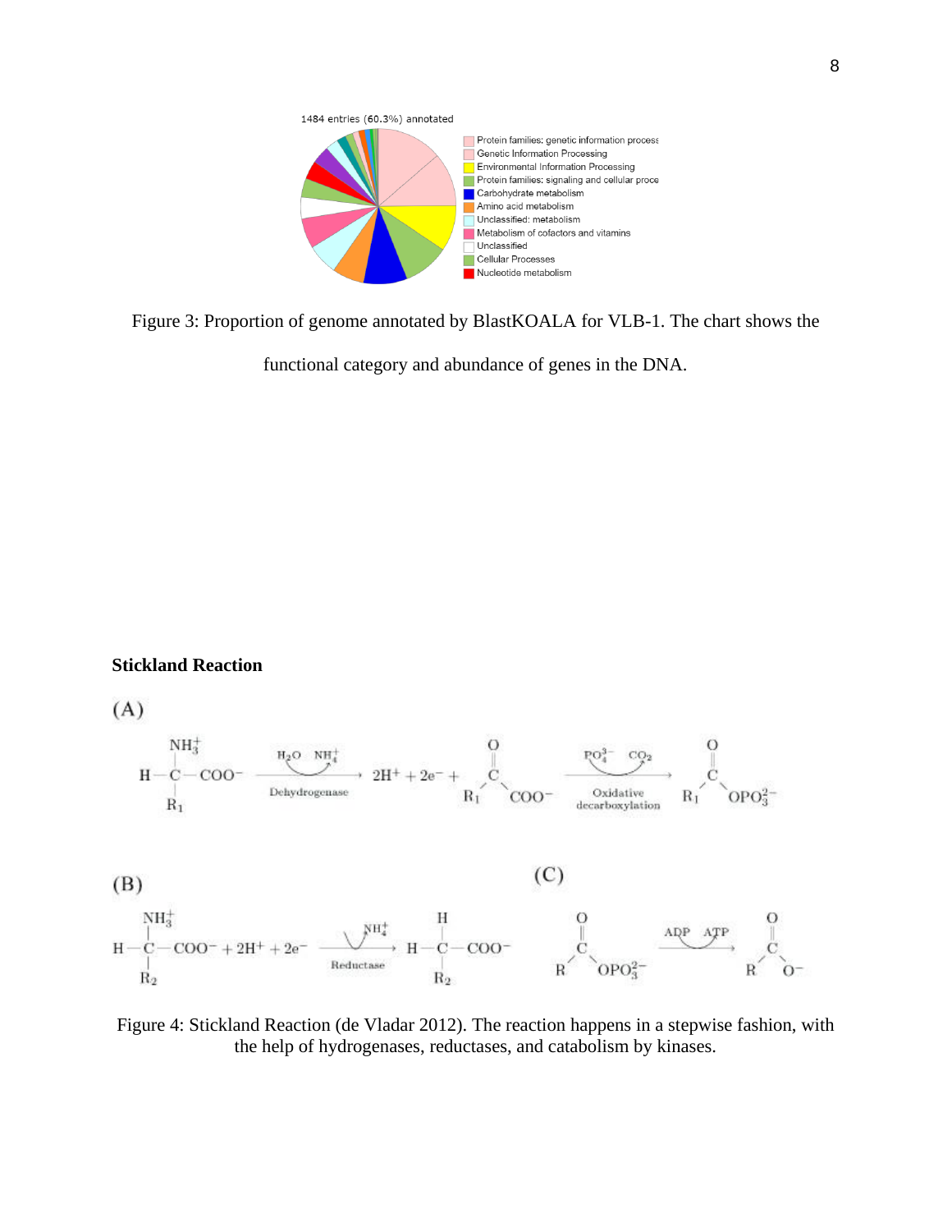Figure 3: Proportion of genome annotated by BlastKOALA for VLB-1. The chart shows the functional category and abundance of genes in the DNA.

### Stickland Reaction

Figure 4: Stickland Reaction (de Vladar 2012). The reaction happens in a stepwise fashion, with the help of hydrogenases, reductases, and catabolism by kinases.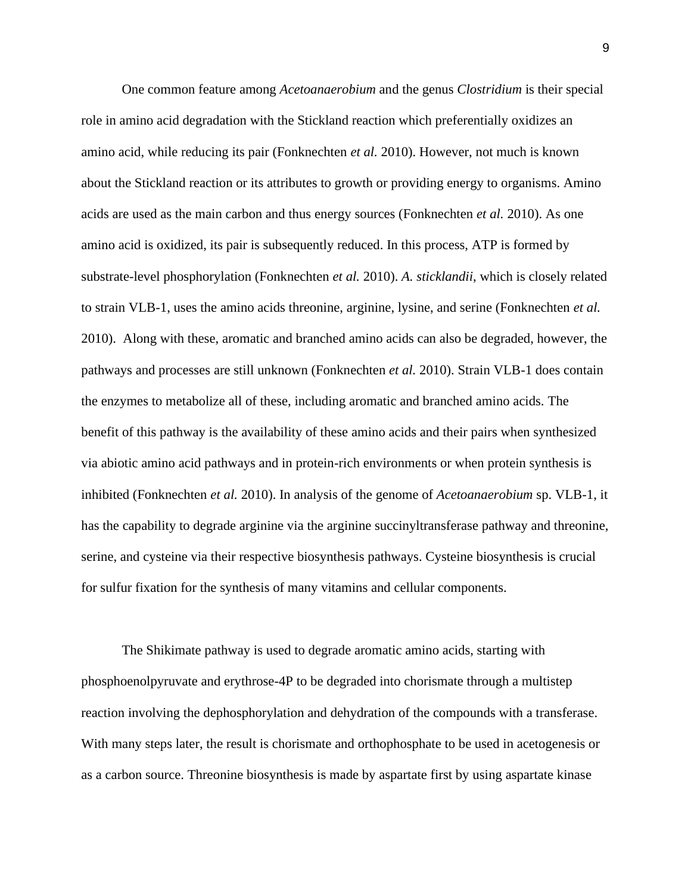One common feature among *Acetoanaerobium* and the genus *Clostridium* is their special role in amino acid degradation with the Stickland reaction which preferentially oxidizes an amino acid, while reducing its pair (Fonknechten *et al.* 2010). However, not much is known about the Stickland reaction or its attributes to growth or providing energy to organisms. Amino acids are used as the main carbon and thus energy sources (Fonknechten *et al.* 2010). As one amino acid is oxidized, its pair is subsequently reduced. In this process, ATP is formed by substrate-level phosphorylation (Fonknechten *et al.* 2010). *A. sticklandii*, which is closely related to strain VLB-1, uses the amino acids threonine, arginine, lysine, and serine (Fonknechten *et al.* 2010). Along with these, aromatic and branched amino acids can also be degraded, however, the pathways and processes are still unknown (Fonknechten *et al.* 2010). Strain VLB-1 does contain the enzymes to metabolize all of these, including aromatic and branched amino acids. The benefit of this pathway is the availability of these amino acids and their pairs when synthesized via abiotic amino acid pathways and in protein-rich environments or when protein synthesis is inhibited (Fonknechten *et al.* 2010). In analysis of the genome of *Acetoanaerobium* sp. VLB-1, it has the capability to degrade arginine via the arginine succinyltransferase pathway and threonine, serine, and cysteine via their respective biosynthesis pathways. Cysteine biosynthesis is crucial for sulfur fixation for the synthesis of many vitamins and cellular components.

The Shikimate pathway is used to degrade aromatic amino acids, starting with phosphoenolpyruvate and erythrose-4P to be degraded into chorismate through a multistep reaction involving the dephosphorylation and dehydration of the compounds with a transferase. With many steps later, the result is chorismate and orthophosphate to be used in acetogenesis or as a carbon source. Threonine biosynthesis is made by aspartate first by using aspartate kinase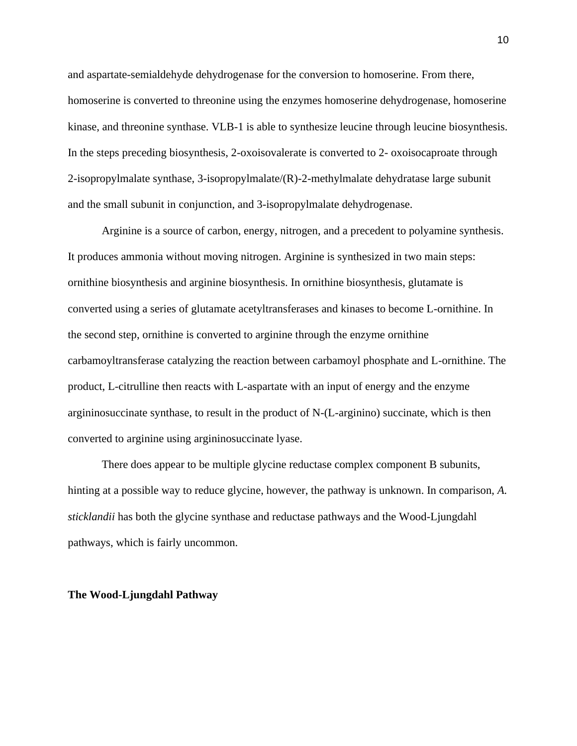and aspartate-semialdehyde dehydrogenase for the conversion to homoserine. From there, homoserine is converted to threonine using the enzymes homoserine dehydrogenase, homoserine kinase, and threonine synthase. VLB-1 is able to synthesize leucine through leucine biosynthesis. In the steps preceding biosynthesis, 2-oxoisovalerate is converted to 2- oxoisocaproate through 2-isopropylmalate synthase, 3-isopropylmalate/(R)-2-methylmalate dehydratase large subunit and the small subunit in conjunction, and 3-isopropylmalate dehydrogenase.

Arginine is a source of carbon, energy, nitrogen, and a precedent to polyamine synthesis. It produces ammonia without moving nitrogen. Arginine is synthesized in two main steps: ornithine biosynthesis and arginine biosynthesis. In ornithine biosynthesis, glutamate is converted using a series of glutamate acetyltransferases and kinases to become L-ornithine. In the second step, ornithine is converted to arginine through the enzyme ornithine carbamoyltransferase catalyzing the reaction between carbamoyl phosphate and L-ornithine. The product, L-citrulline then reacts with L-aspartate with an input of energy and the enzyme argininosuccinate synthase, to result in the product of N-(L-arginino) succinate, which is then converted to arginine using argininosuccinate lyase.

There does appear to be multiple glycine reductase complex component B subunits, hinting at a possible way to reduce glycine, however, the pathway is unknown. In comparison, *A. sticklandii* has both the glycine synthase and reductase pathways and the Wood-Ljungdahl pathways, which is fairly uncommon.

**The Wood-Ljungdahl Pathway**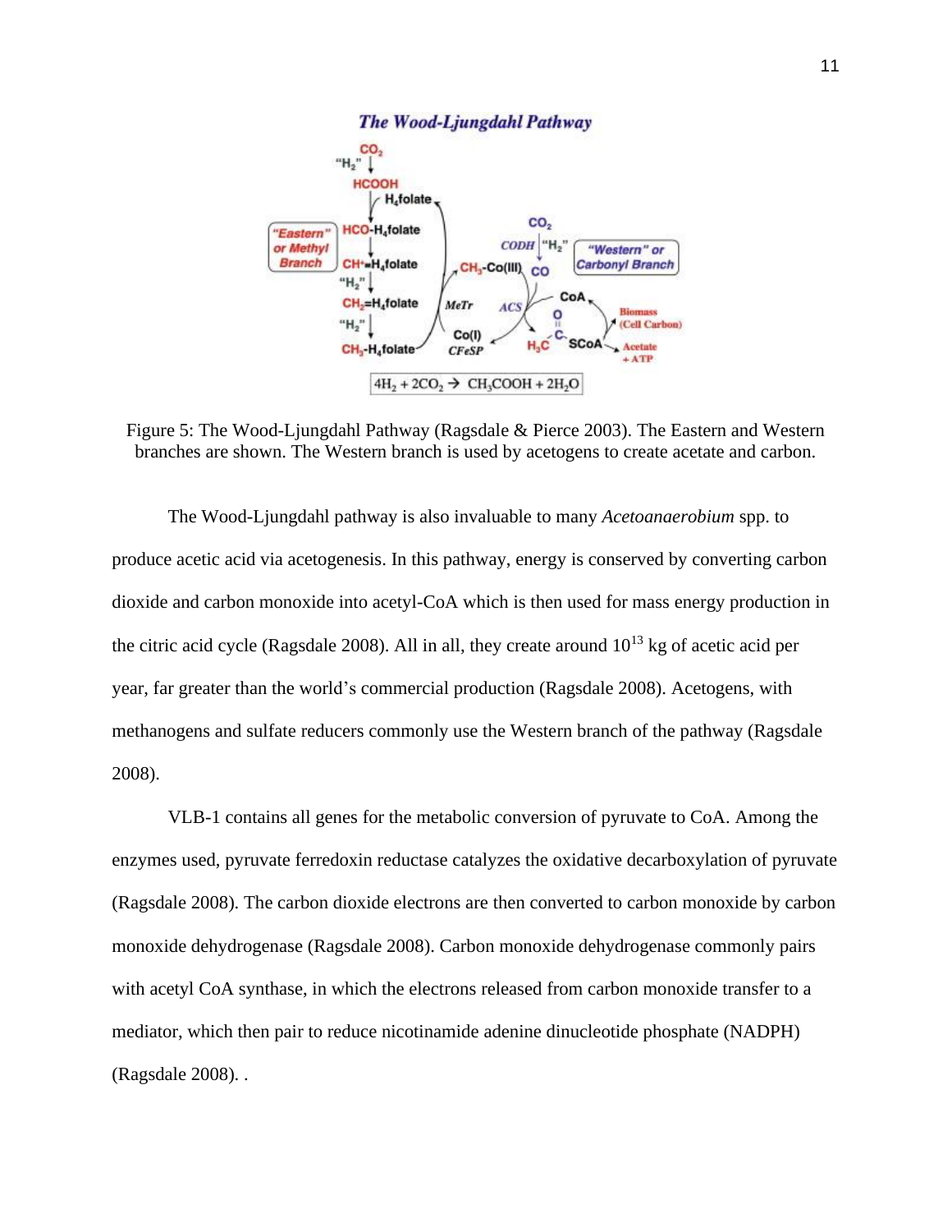Figure 5: The Wood-Ljungdahl Pathway (Ragsdale & Pierce 2003). The Eastern and Western branches are shown. The Western branch is used by acetogens to create acetate and carbon.

The Wood-Ljungdahl pathway is also invaluable to many *Acetoanaerobium* spp. to produce acetic acid via acetogenesis. In this pathway, energy is conserved by converting carbon dioxide and carbon monoxide into acetyl-CoA which is then used for mass energy production in the citric acid cycle (Ragsdale 2008). All in all, they create around $10^{13}$ kg of acetic acid per year, far greater than the world's commercial production (Ragsdale 2008). Acetogens, with methanogens and sulfate reducers commonly use the Western branch of the pathway (Ragsdale 2008).

VLB-1 contains all genes for the metabolic conversion of pyruvate to CoA. Among the enzymes used, pyruvate ferredoxin reductase catalyzes the oxidative decarboxylation of pyruvate (Ragsdale 2008). The carbon dioxide electrons are then converted to carbon monoxide by carbon monoxide dehydrogenase (Ragsdale 2008). Carbon monoxide dehydrogenase commonly pairs with acetyl CoA synthase, in which the electrons released from carbon monoxide transfer to a mediator, which then pair to reduce nicotinamide adenine dinucleotide phosphate (NADPH) (Ragsdale 2008). .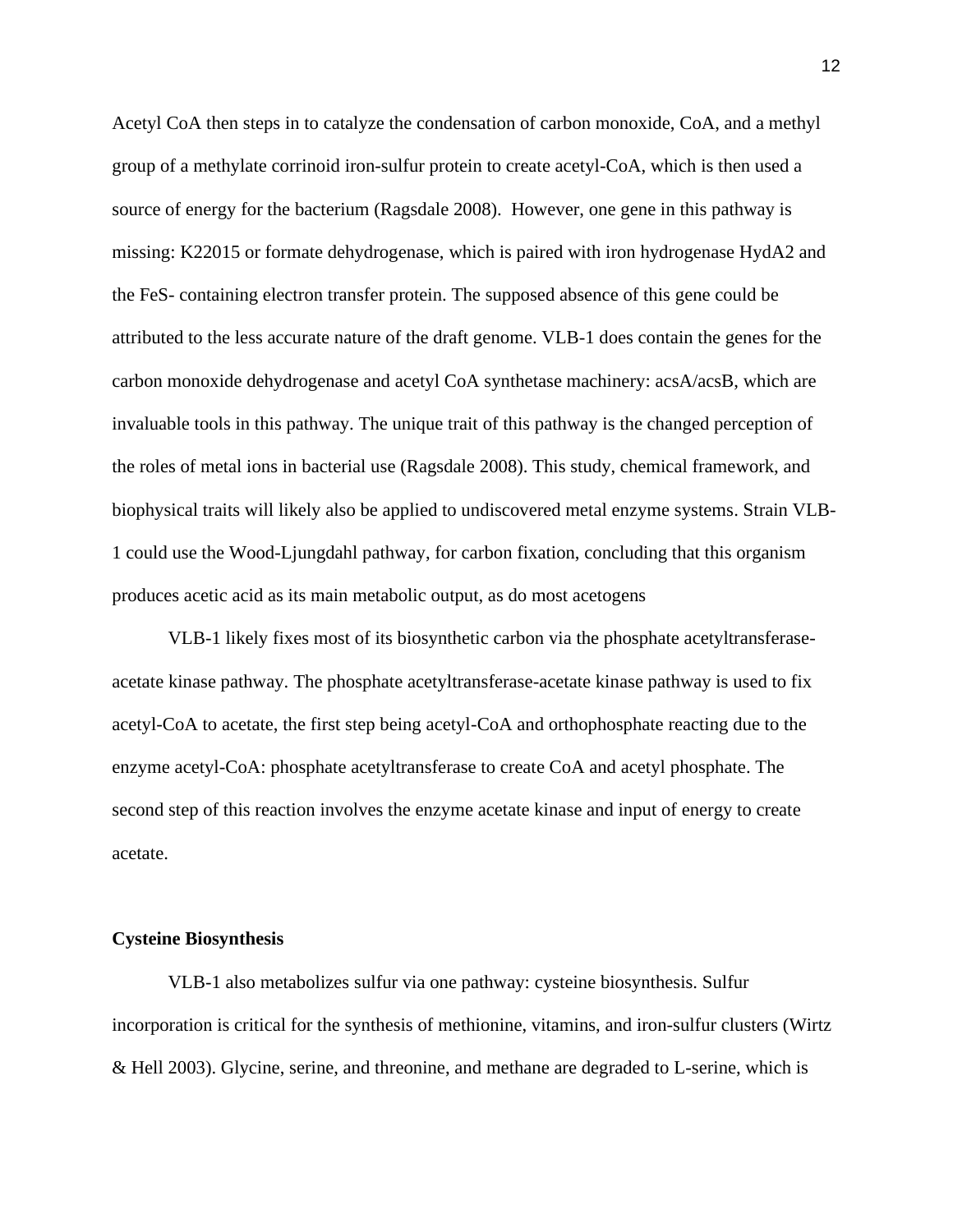Acetyl CoA then steps in to catalyze the condensation of carbon monoxide, CoA, and a methyl group of a methylate corrinoid iron-sulfur protein to create acetyl-CoA, which is then used a source of energy for the bacterium (Ragsdale 2008). However, one gene in this pathway is missing: K22015 or formate dehydrogenase, which is paired with iron hydrogenase HydA2 and the FeS- containing electron transfer protein. The supposed absence of this gene could be attributed to the less accurate nature of the draft genome. VLB-1 does contain the genes for the carbon monoxide dehydrogenase and acetyl CoA synthetase machinery: acsA/acsB, which are invaluable tools in this pathway. The unique trait of this pathway is the changed perception of the roles of metal ions in bacterial use (Ragsdale 2008). This study, chemical framework, and biophysical traits will likely also be applied to undiscovered metal enzyme systems. Strain VLB-1 could use the Wood-Ljungdahl pathway, for carbon fixation, concluding that this organism produces acetic acid as its main metabolic output, as do most acetogens

VLB-1 likely fixes most of its biosynthetic carbon via the phosphate acetyltransferase-acetate kinase pathway. The phosphate acetyltransferase-acetate kinase pathway is used to fix acetyl-CoA to acetate, the first step being acetyl-CoA and orthophosphate reacting due to the enzyme acetyl-CoA: phosphate acetyltransferase to create CoA and acetyl phosphate. The second step of this reaction involves the enzyme acetate kinase and input of energy to create acetate.

**Cysteine Biosynthesis**

VLB-1 also metabolizes sulfur via one pathway: cysteine biosynthesis. Sulfur incorporation is critical for the synthesis of methionine, vitamins, and iron-sulfur clusters (Wirtz & Hell 2003). Glycine, serine, and threonine, and methane are degraded to L-serine, which is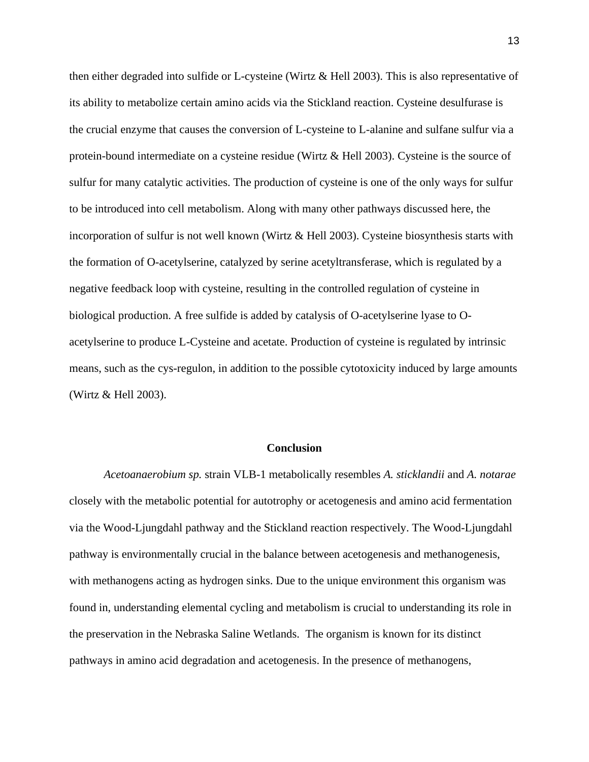then either degraded into sulfide or L-cysteine (Wirtz & Hell 2003). This is also representative of its ability to metabolize certain amino acids via the Stickland reaction. Cysteine desulfurase is the crucial enzyme that causes the conversion of L-cysteine to L-alanine and sulfane sulfur via a protein-bound intermediate on a cysteine residue (Wirtz & Hell 2003). Cysteine is the source of sulfur for many catalytic activities. The production of cysteine is one of the only ways for sulfur to be introduced into cell metabolism. Along with many other pathways discussed here, the incorporation of sulfur is not well known (Wirtz & Hell 2003). Cysteine biosynthesis starts with the formation of O-acetylserine, catalyzed by serine acetyltransferase, which is regulated by a negative feedback loop with cysteine, resulting in the controlled regulation of cysteine in biological production. A free sulfide is added by catalysis of O-acetylserine lyase to O-acetylserine to produce L-Cysteine and acetate. Production of cysteine is regulated by intrinsic means, such as the cys-regulon, in addition to the possible cytotoxicity induced by large amounts (Wirtz & Hell 2003).

## Conclusion

*Acetoanaerobium sp.* strain VLB-1 metabolically resembles *A. sticklandii* and *A. notarae* closely with the metabolic potential for autotrophy or acetogenesis and amino acid fermentation via the Wood-Ljungdahl pathway and the Stickland reaction respectively. The Wood-Ljungdahl pathway is environmentally crucial in the balance between acetogenesis and methanogenesis, with methanogens acting as hydrogen sinks. Due to the unique environment this organism was found in, understanding elemental cycling and metabolism is crucial to understanding its role in the preservation in the Nebraska Saline Wetlands. The organism is known for its distinct pathways in amino acid degradation and acetogenesis. In the presence of methanogens,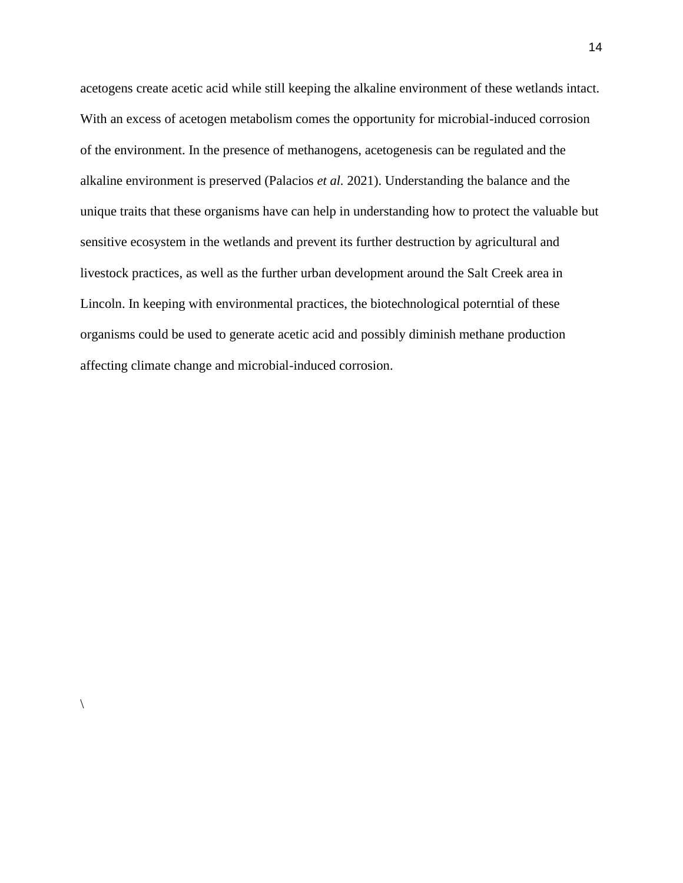acetogens create acetic acid while still keeping the alkaline environment of these wetlands intact. With an excess of acetogen metabolism comes the opportunity for microbial-induced corrosion of the environment. In the presence of methanogens, acetogenesis can be regulated and the alkaline environment is preserved (Palacios *et al.* 2021). Understanding the balance and the unique traits that these organisms have can help in understanding how to protect the valuable but sensitive ecosystem in the wetlands and prevent its further destruction by agricultural and livestock practices, as well as the further urban development around the Salt Creek area in Lincoln. In keeping with environmental practices, the biotechnological poterntial of these organisms could be used to generate acetic acid and possibly diminish methane production affecting climate change and microbial-induced corrosion.

\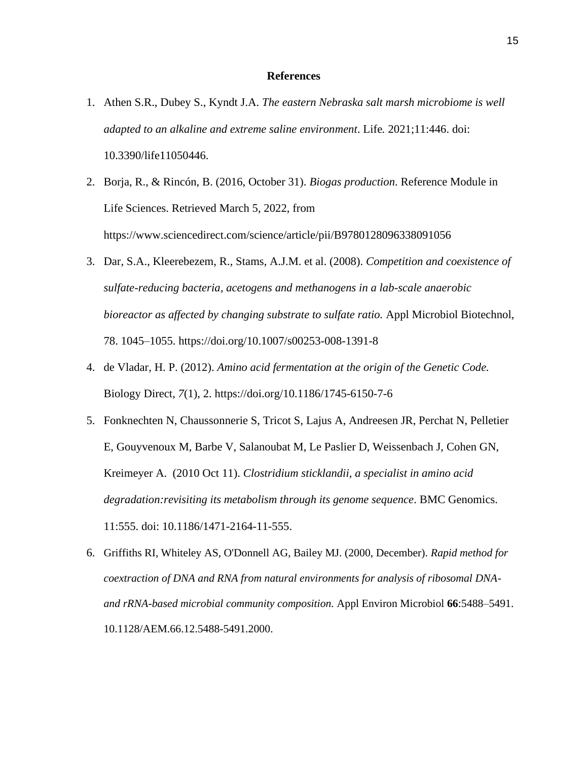## References

1. Athen S.R., Dubey S., Kyndt J.A. *The eastern Nebraska salt marsh microbiome is well adapted to an alkaline and extreme saline environment*. Life. 2021;11:446. doi: 10.3390/life11050446.
2. Borja, R., & Rincón, B. (2016, October 31). *Biogas production*. Reference Module in Life Sciences. Retrieved March 5, 2022, from https://www.sciencedirect.com/science/article/pii/B9780128096338091056
3. Dar, S.A., Kleerebezem, R., Stams, A.J.M. et al. (2008). *Competition and coexistence of sulfate-reducing bacteria, acetogens and methanogens in a lab-scale anaerobic bioreactor as affected by changing substrate to sulfate ratio.* Appl Microbiol Biotechnol, 78. 1045–1055. https://doi.org/10.1007/s00253-008-1391-8
4. de Vladar, H. P. (2012). *Amino acid fermentation at the origin of the Genetic Code.* Biology Direct, *7*(1), 2. https://doi.org/10.1186/1745-6150-7-6
5. Fonknechten N, Chaussonnerie S, Tricot S, Lajus A, Andreesen JR, Perchat N, Pelletier E, Gouyvenoux M, Barbe V, Salanoubat M, Le Paslier D, Weissenbach J, Cohen GN, Kreimeyer A. (2010 Oct 11). *Clostridium sticklandii, a specialist in amino acid degradation:revisiting its metabolism through its genome sequence*. BMC Genomics. 11:555. doi: 10.1186/1471-2164-11-555.
6. Griffiths RI, Whiteley AS, O'Donnell AG, Bailey MJ. (2000, December). *Rapid method for coextraction of DNA and RNA from natural environments for analysis of ribosomal DNA- and rRNA-based microbial community composition.* Appl Environ Microbiol **66**:5488–5491. 10.1128/AEM.66.12.5488-5491.2000.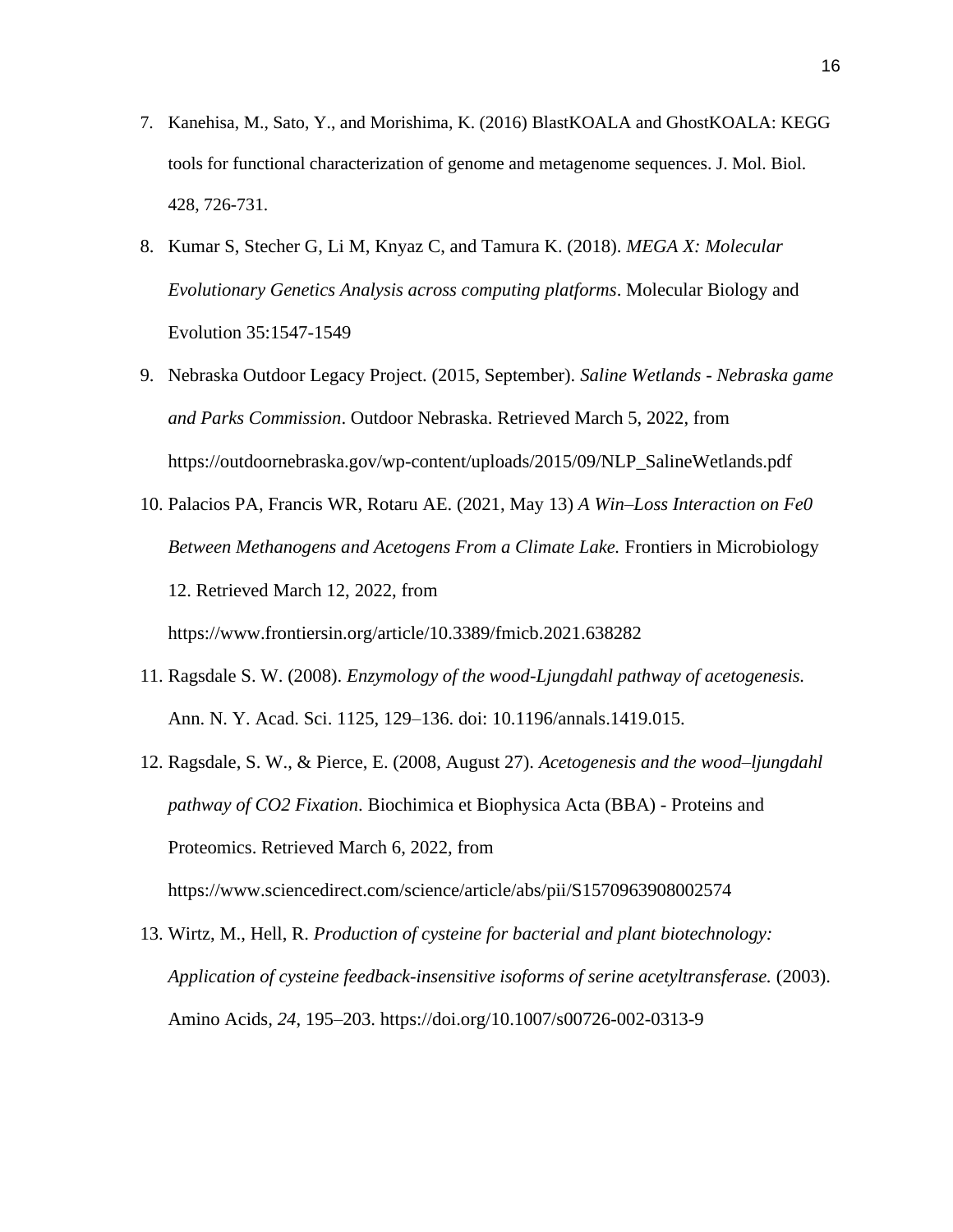7. Kanehisa, M., Sato, Y., and Morishima, K. (2016) BlastKOALA and GhostKOALA: KEGG tools for functional characterization of genome and metagenome sequences. J. Mol. Biol. 428, 726-731.
8. Kumar S, Stecher G, Li M, Knyaz C, and Tamura K. (2018). *MEGA X: Molecular Evolutionary Genetics Analysis across computing platforms*. Molecular Biology and Evolution 35:1547-1549
9. Nebraska Outdoor Legacy Project. (2015, September). *Saline Wetlands - Nebraska game and Parks Commission*. Outdoor Nebraska. Retrieved March 5, 2022, from https://outdoornebraska.gov/wp-content/uploads/2015/09/NLP_SalineWetlands.pdf
10. Palacios PA, Francis WR, Rotaru AE. (2021, May 13) *A Win–Loss Interaction on Fe0 Between Methanogens and Acetogens From a Climate Lake.* Frontiers in Microbiology 12. Retrieved March 12, 2022, from https://www.frontiersin.org/article/10.3389/fmicb.2021.638282
11. Ragsdale S. W. (2008). *Enzymology of the wood-Ljungdahl pathway of acetogenesis.* Ann. N. Y. Acad. Sci. 1125, 129–136. doi: 10.1196/annals.1419.015.
12. Ragsdale, S. W., & Pierce, E. (2008, August 27). *Acetogenesis and the wood–ljungdahl pathway of CO2 Fixation*. Biochimica et Biophysica Acta (BBA) - Proteins and Proteomics. Retrieved March 6, 2022, from https://www.sciencedirect.com/science/article/abs/pii/S1570963908002574
13. Wirtz, M., Hell, R. *Production of cysteine for bacterial and plant biotechnology: Application of cysteine feedback-insensitive isoforms of serine acetyltransferase.* (2003). Amino Acids*, 24*, 195–203. https://doi.org/10.1007/s00726-002-0313-9